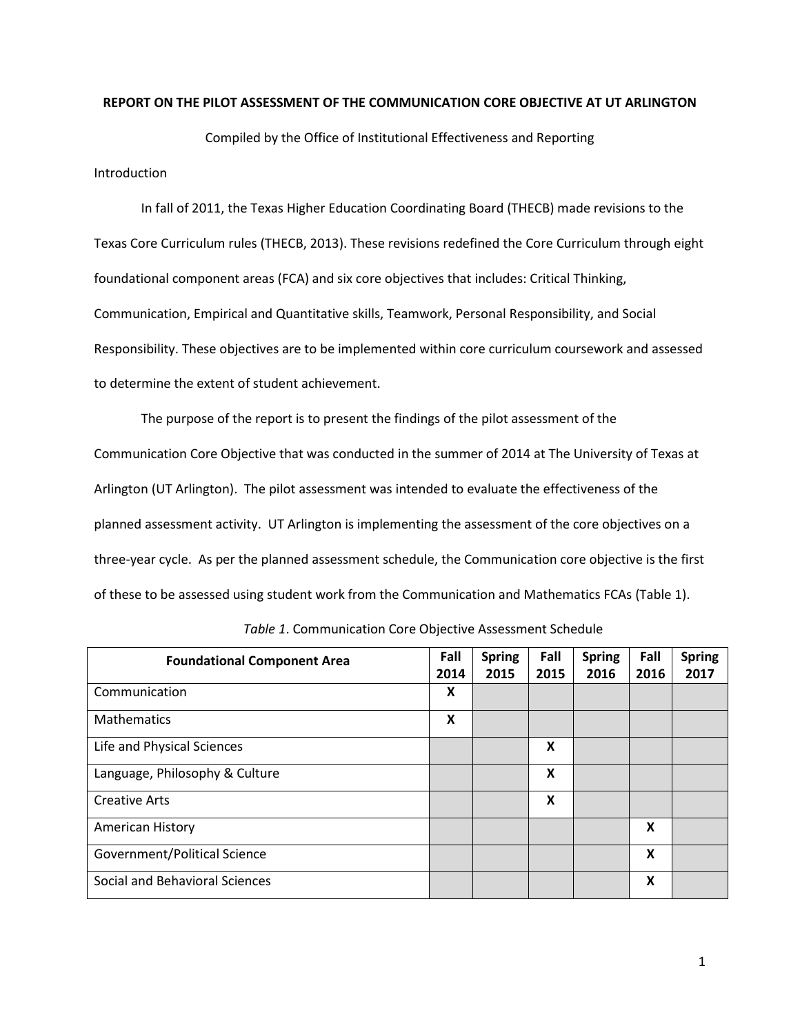# REPORT ON THE PILOT ASSESSMENT OF THE COMMUNICATION CORE OBJECTIVE AT UT ARLINGTON

Compiled by the Office of Institutional Effectiveness and Reporting

## Introduction

In fall of 2011, the Texas Higher Education Coordinating Board (THECB) made revisions to the Texas Core Curriculum rules (THECB, 2013). These revisions redefined the Core Curriculum through eight foundational component areas (FCA) and six core objectives that includes: Critical Thinking, Communication, Empirical and Quantitative skills, Teamwork, Personal Responsibility, and Social Responsibility. These objectives are to be implemented within core curriculum coursework and assessed to determine the extent of student achievement.

The purpose of the report is to present the findings of the pilot assessment of the Communication Core Objective that was conducted in the summer of 2014 at The University of Texas at Arlington (UT Arlington). The pilot assessment was intended to evaluate the effectiveness of the planned assessment activity. UT Arlington is implementing the assessment of the core objectives on a three-year cycle. As per the planned assessment schedule, the Communication core objective is the first of these to be assessed using student work from the Communication and Mathematics FCAs (Table 1).

*Table 1*. Communication Core Objective Assessment Schedule

| Foundational Component Area | Fall 2014 | Spring 2015 | Fall 2015 | Spring 2016 | Fall 2016 | Spring 2017 |
|---|---|---|---|---|---|---|
| Communication | X | | | | | |
| Mathematics | X | | | | | |
| Life and Physical Sciences | | | X | | | |
| Language, Philosophy & Culture | | | X | | | |
| Creative Arts | | | X | | | |
| American History | | | | | X | |
| Government/Political Science | | | | | X | |
| Social and Behavioral Sciences | | | | | X | |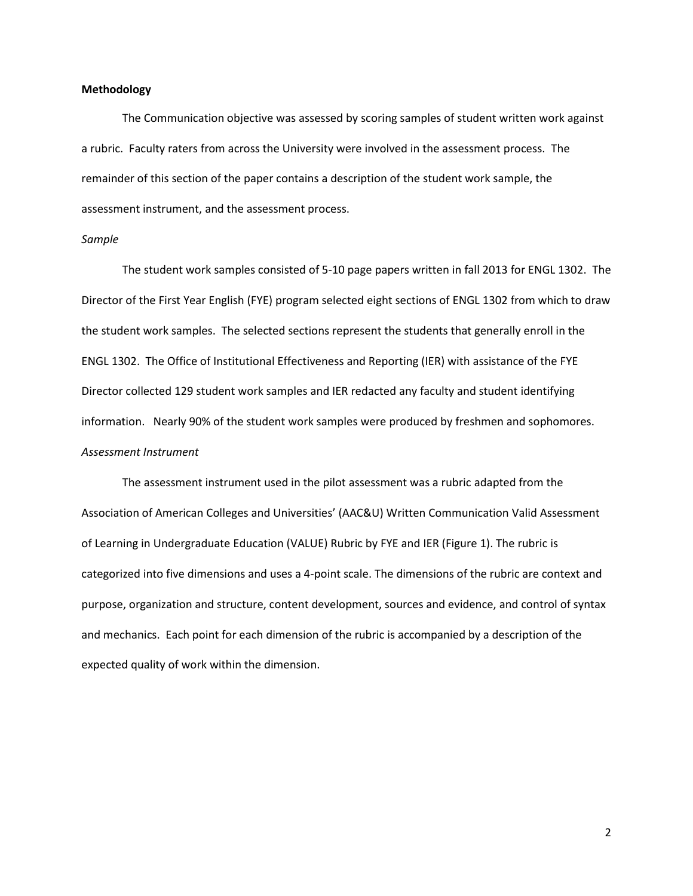**Methodology**

The Communication objective was assessed by scoring samples of student written work against a rubric. Faculty raters from across the University were involved in the assessment process. The remainder of this section of the paper contains a description of the student work sample, the assessment instrument, and the assessment process.

*Sample*

The student work samples consisted of 5-10 page papers written in fall 2013 for ENGL 1302. The Director of the First Year English (FYE) program selected eight sections of ENGL 1302 from which to draw the student work samples. The selected sections represent the students that generally enroll in the ENGL 1302. The Office of Institutional Effectiveness and Reporting (IER) with assistance of the FYE Director collected 129 student work samples and IER redacted any faculty and student identifying information. Nearly 90% of the student work samples were produced by freshmen and sophomores.

*Assessment Instrument*

The assessment instrument used in the pilot assessment was a rubric adapted from the Association of American Colleges and Universities' (AAC&U) Written Communication Valid Assessment of Learning in Undergraduate Education (VALUE) Rubric by FYE and IER (Figure 1). The rubric is categorized into five dimensions and uses a 4-point scale. The dimensions of the rubric are context and purpose, organization and structure, content development, sources and evidence, and control of syntax and mechanics. Each point for each dimension of the rubric is accompanied by a description of the expected quality of work within the dimension.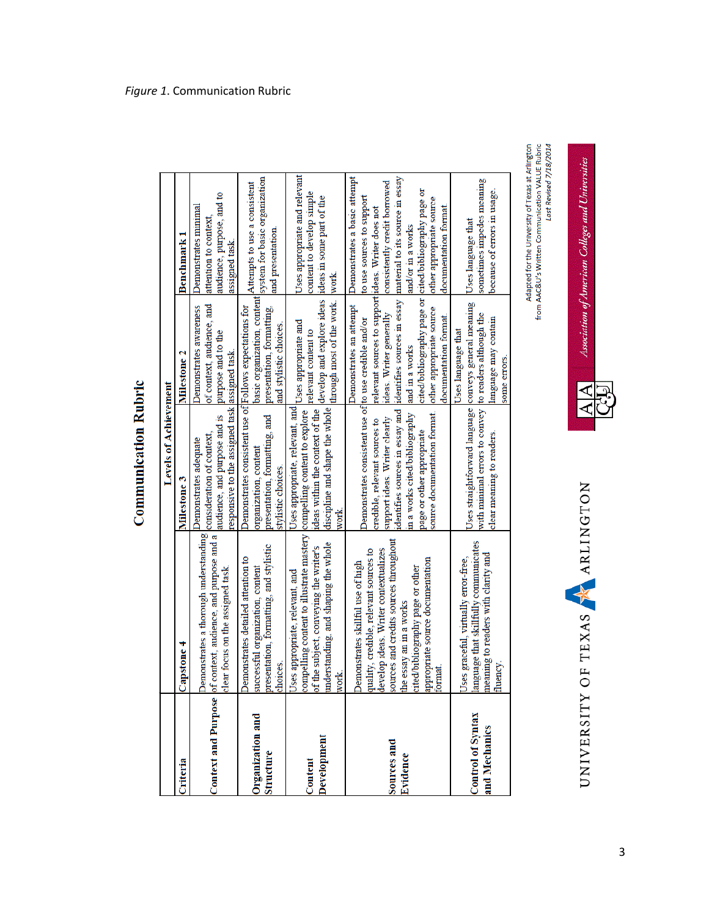*Figure 1*. Communication Rubric

# Communication Rubric

| Criteria | Levels of Achievement | | | |
|---|---|---|---|---|
| | Capstone 4 | Milestone 3 | Milestone 2 | Benchmark 1 |
| **Context and Purpose** | Demonstrates a thorough understanding of context, audience, and purpose and a clear focus on the assigned task. | Demonstrates adequate consideration of context, audience, and purpose and is responsive to the assigned task. | Demonstrates awareness of context, audience, and purpose and to the assigned task. | Demonstrates minimal attention to context, audience, purpose, and to the assigned task. |
| **Organization and Structure** | Demonstrates detailed attention to successful organization, content presentation, formatting, and stylistic choices. | Demonstrates consistent use of organization, content presentation, formatting, and stylistic choices. | Follows expectations for basic organization, content presentation, formatting, and stylistic choices. | Attempts to use a consistent system for basic organization and presentation. |
| **Content Development** | Uses appropriate, relevant, and compelling content to illustrate mastery of the subject, conveying the writer's understanding, and shaping the whole work. | Uses appropriate, relevant, and compelling content to explore ideas within the context of the discipline and shape the whole work. | Uses appropriate and relevant content to develop and explore ideas through most of the work. | Uses appropriate and relevant content to develop simple ideas in some part of the work. |
| **Sources and Evidence** | Demonstrates skillful use of high quality, credible, relevant sources to develop ideas. Writer contextualizes sources and credits sources throughout the essay an in a works cited/bibliography page or other appropriate source documentation format. | Demonstrates consistent use of credible, relevant sources to support ideas. Writer clearly identifies sources in essay and in a works cited/bibliography page or other appropriate source documentation format | Demonstrates an attempt to use credible and/or relevant sources to support ideas. Writer generally identifies sources in essay and in a works cited/bibliography page or other appropriate source documentation format | Demonstrates a basic attempt to use sources to support ideas. Writer does not consistently credit borrowed material to its source in essay and/or in a works cited/bibliography page or other appropriate source documentation format |
| **Control of Syntax and Mechanics** | Uses graceful, virtually error-free, language that skillfully communicates meaning to readers with clarity and fluency. | Uses straightforward language with minimal errors to convey clear meaning to readers. | Uses language that conveys general meaning to readers although the language may contain some errors. | Uses language that sometimes impedes meaning because of errors in usage. |

Adapted for the University of Texas at Arlington from AAC&U's Written Communication VALUE Rubric
*Last Revised 7/18/2014*

UNIVERSITY OF TEXAS ARLINGTON

*Association of American Colleges and Universities*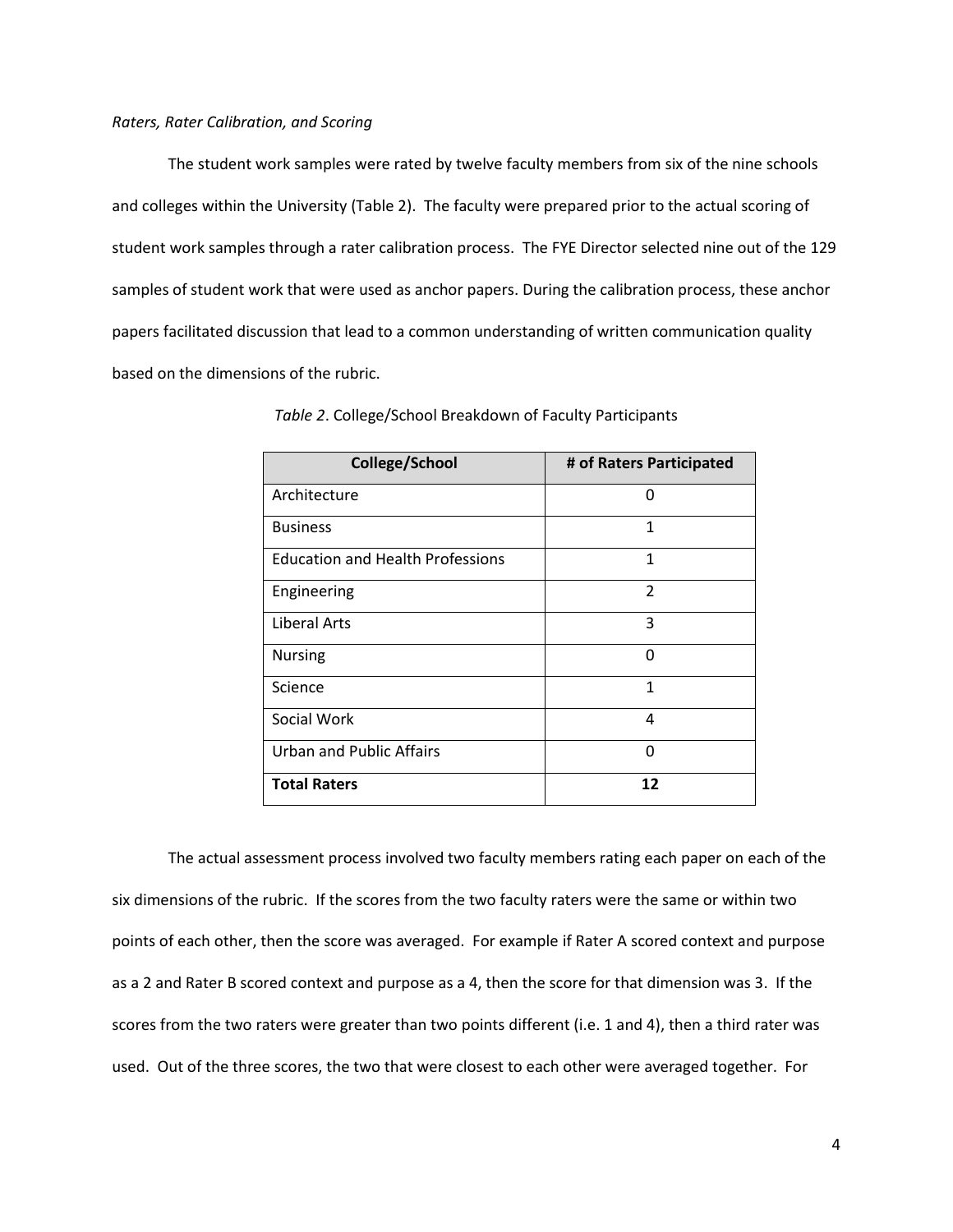*Raters, Rater Calibration, and Scoring*

The student work samples were rated by twelve faculty members from six of the nine schools and colleges within the University (Table 2). The faculty were prepared prior to the actual scoring of student work samples through a rater calibration process. The FYE Director selected nine out of the 129 samples of student work that were used as anchor papers. During the calibration process, these anchor papers facilitated discussion that lead to a common understanding of written communication quality based on the dimensions of the rubric.

*Table 2*. College/School Breakdown of Faculty Participants

| College/School | # of Raters Participated |
|---|---|
| Architecture | 0 |
| Business | 1 |
| Education and Health Professions | 1 |
| Engineering | 2 |
| Liberal Arts | 3 |
| Nursing | 0 |
| Science | 1 |
| Social Work | 4 |
| Urban and Public Affairs | 0 |
| **Total Raters** | **12** |

The actual assessment process involved two faculty members rating each paper on each of the six dimensions of the rubric. If the scores from the two faculty raters were the same or within two points of each other, then the score was averaged. For example if Rater A scored context and purpose as a 2 and Rater B scored context and purpose as a 4, then the score for that dimension was 3. If the scores from the two raters were greater than two points different (i.e. 1 and 4), then a third rater was used. Out of the three scores, the two that were closest to each other were averaged together. For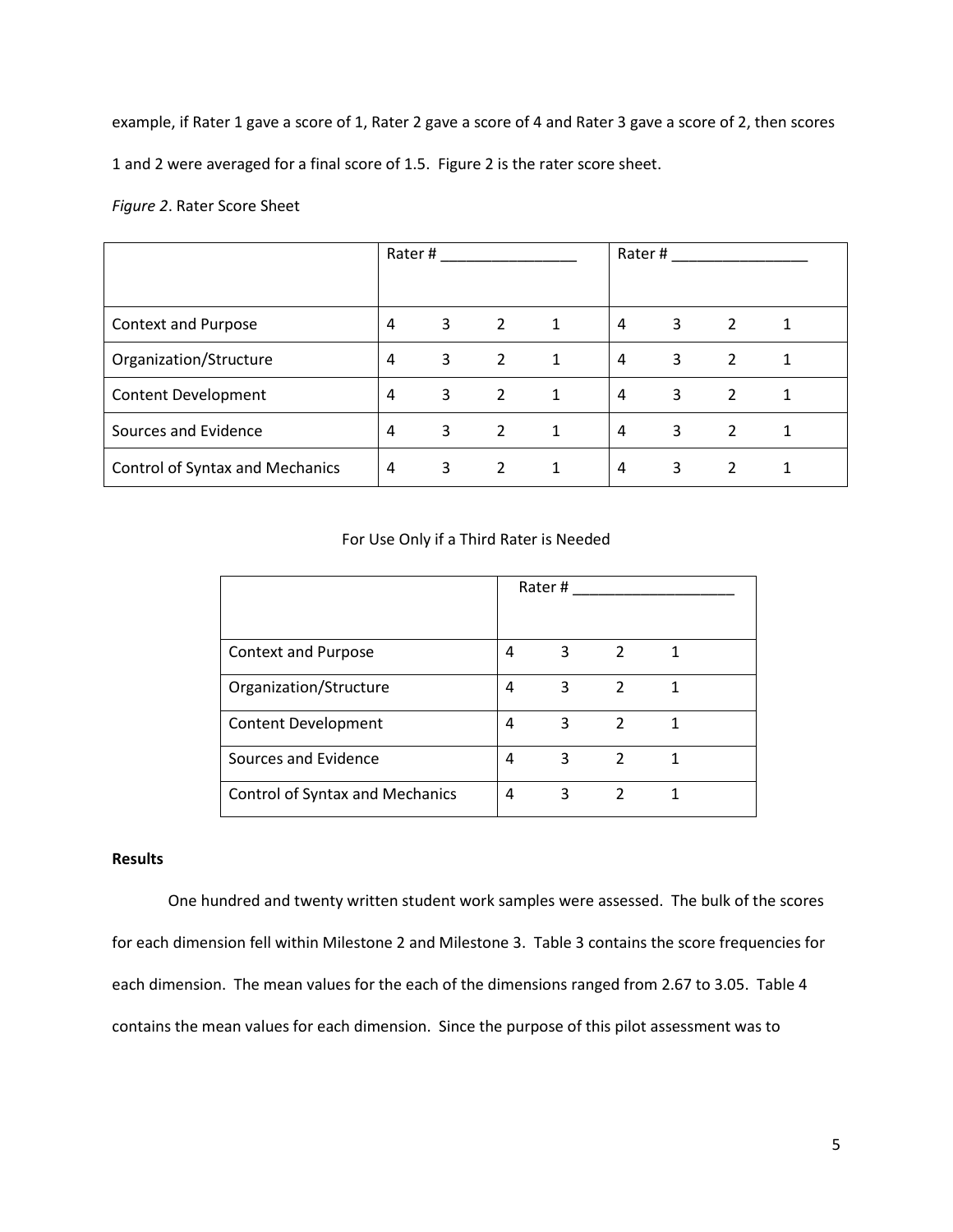example, if Rater 1 gave a score of 1, Rater 2 gave a score of 4 and Rater 3 gave a score of 2, then scores 1 and 2 were averaged for a final score of 1.5. Figure 2 is the rater score sheet.

*Figure 2*. Rater Score Sheet

| | Rater # ________________ | | | | Rater # ________________ | | | |
|---|---|---|---|---|---|---|---|---|
| Context and Purpose | 4 | 3 | 2 | 1 | 4 | 3 | 2 | 1 |
| Organization/Structure | 4 | 3 | 2 | 1 | 4 | 3 | 2 | 1 |
| Content Development | 4 | 3 | 2 | 1 | 4 | 3 | 2 | 1 |
| Sources and Evidence | 4 | 3 | 2 | 1 | 4 | 3 | 2 | 1 |
| Control of Syntax and Mechanics | 4 | 3 | 2 | 1 | 4 | 3 | 2 | 1 |

For Use Only if a Third Rater is Needed

| | Rater # ___________________ | | | |
|---|---|---|---|---|
| Context and Purpose | 4 | 3 | 2 | 1 |
| Organization/Structure | 4 | 3 | 2 | 1 |
| Content Development | 4 | 3 | 2 | 1 |
| Sources and Evidence | 4 | 3 | 2 | 1 |
| Control of Syntax and Mechanics | 4 | 3 | 2 | 1 |

**Results**

One hundred and twenty written student work samples were assessed. The bulk of the scores for each dimension fell within Milestone 2 and Milestone 3. Table 3 contains the score frequencies for each dimension. The mean values for the each of the dimensions ranged from 2.67 to 3.05. Table 4 contains the mean values for each dimension. Since the purpose of this pilot assessment was to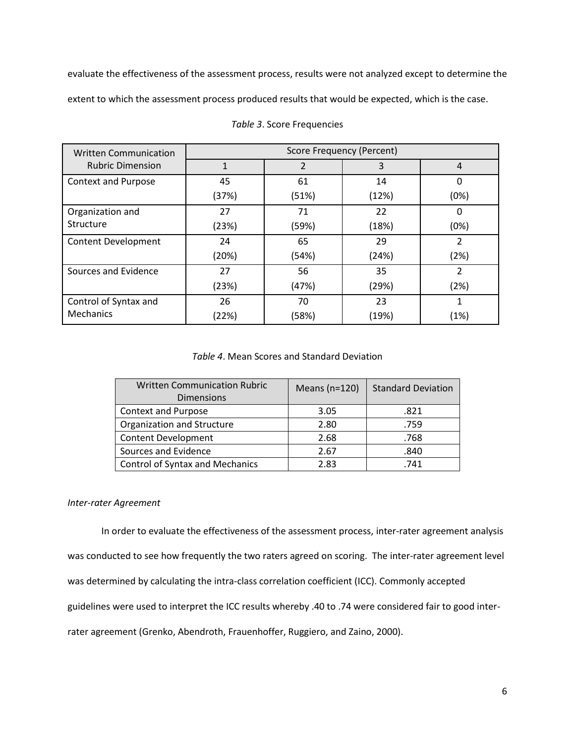evaluate the effectiveness of the assessment process, results were not analyzed except to determine the extent to which the assessment process produced results that would be expected, which is the case.

*Table 3*. Score Frequencies

| Written Communication Rubric Dimension | Score Frequency (Percent) | | | |
|---|---|---|---|---|
| | 1 | 2 | 3 | 4 |
| Context and Purpose | 45 (37%) | 61 (51%) | 14 (12%) | 0 (0%) |
| Organization and Structure | 27 (23%) | 71 (59%) | 22 (18%) | 0 (0%) |
| Content Development | 24 (20%) | 65 (54%) | 29 (24%) | 2 (2%) |
| Sources and Evidence | 27 (23%) | 56 (47%) | 35 (29%) | 2 (2%) |
| Control of Syntax and Mechanics | 26 (22%) | 70 (58%) | 23 (19%) | 1 (1%) |

*Table 4*. Mean Scores and Standard Deviation

| Written Communication Rubric Dimensions | Means (n=120) | Standard Deviation |
|---|---|---|
| Context and Purpose | 3.05 | .821 |
| Organization and Structure | 2.80 | .759 |
| Content Development | 2.68 | .768 |
| Sources and Evidence | 2.67 | .840 |
| Control of Syntax and Mechanics | 2.83 | .741 |

*Inter-rater Agreement*

In order to evaluate the effectiveness of the assessment process, inter-rater agreement analysis was conducted to see how frequently the two raters agreed on scoring. The inter-rater agreement level was determined by calculating the intra-class correlation coefficient (ICC). Commonly accepted guidelines were used to interpret the ICC results whereby .40 to .74 were considered fair to good inter-rater agreement (Grenko, Abendroth, Frauenhoffer, Ruggiero, and Zaino, 2000).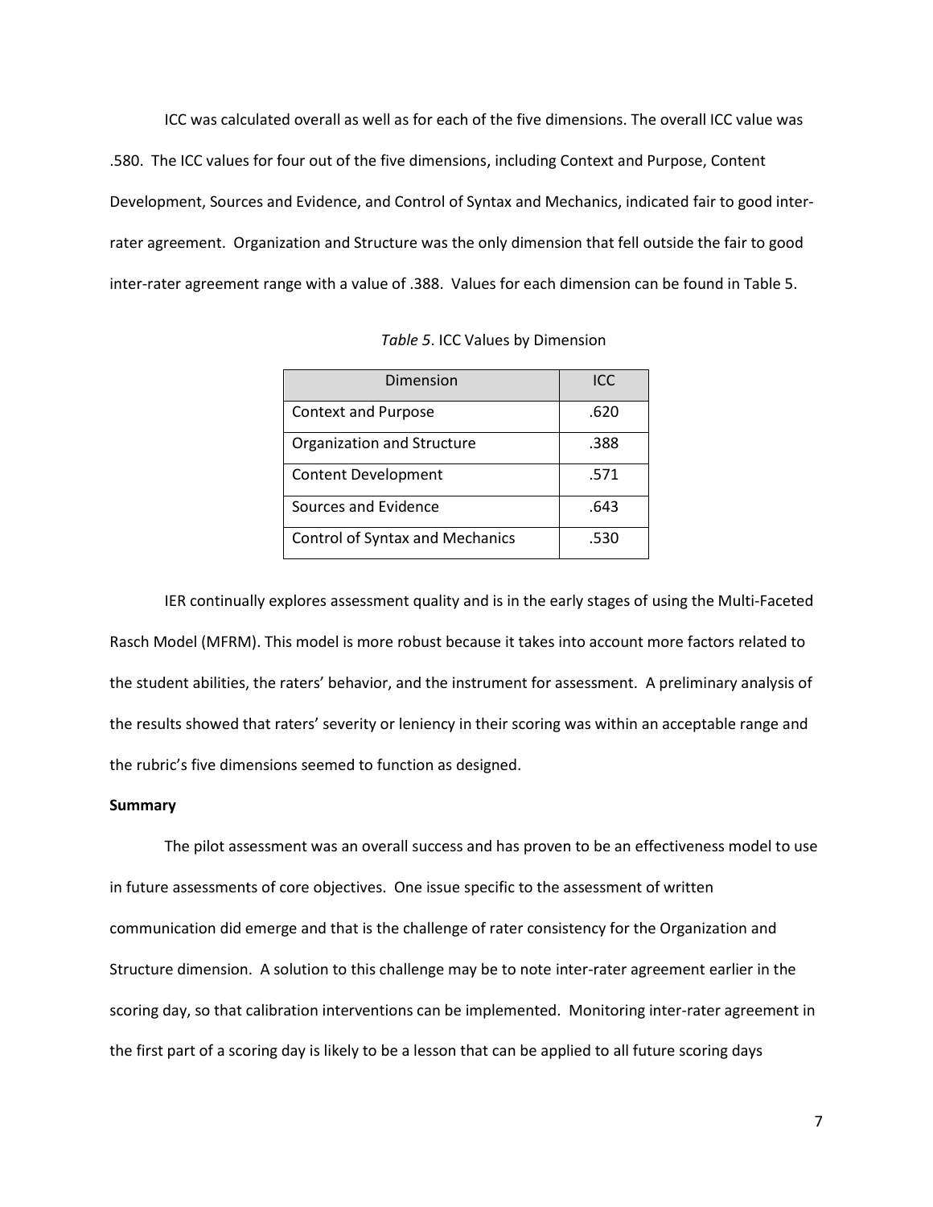ICC was calculated overall as well as for each of the five dimensions. The overall ICC value was .580. The ICC values for four out of the five dimensions, including Context and Purpose, Content Development, Sources and Evidence, and Control of Syntax and Mechanics, indicated fair to good inter-rater agreement. Organization and Structure was the only dimension that fell outside the fair to good inter-rater agreement range with a value of .388. Values for each dimension can be found in Table 5.

*Table 5*. ICC Values by Dimension

| Dimension | ICC |
| --- | --- |
| Context and Purpose | .620 |
| Organization and Structure | .388 |
| Content Development | .571 |
| Sources and Evidence | .643 |
| Control of Syntax and Mechanics | .530 |

IER continually explores assessment quality and is in the early stages of using the Multi-Faceted Rasch Model (MFRM). This model is more robust because it takes into account more factors related to the student abilities, the raters' behavior, and the instrument for assessment. A preliminary analysis of the results showed that raters' severity or leniency in their scoring was within an acceptable range and the rubric's five dimensions seemed to function as designed.

**Summary**

The pilot assessment was an overall success and has proven to be an effectiveness model to use in future assessments of core objectives. One issue specific to the assessment of written communication did emerge and that is the challenge of rater consistency for the Organization and Structure dimension. A solution to this challenge may be to note inter-rater agreement earlier in the scoring day, so that calibration interventions can be implemented. Monitoring inter-rater agreement in the first part of a scoring day is likely to be a lesson that can be applied to all future scoring days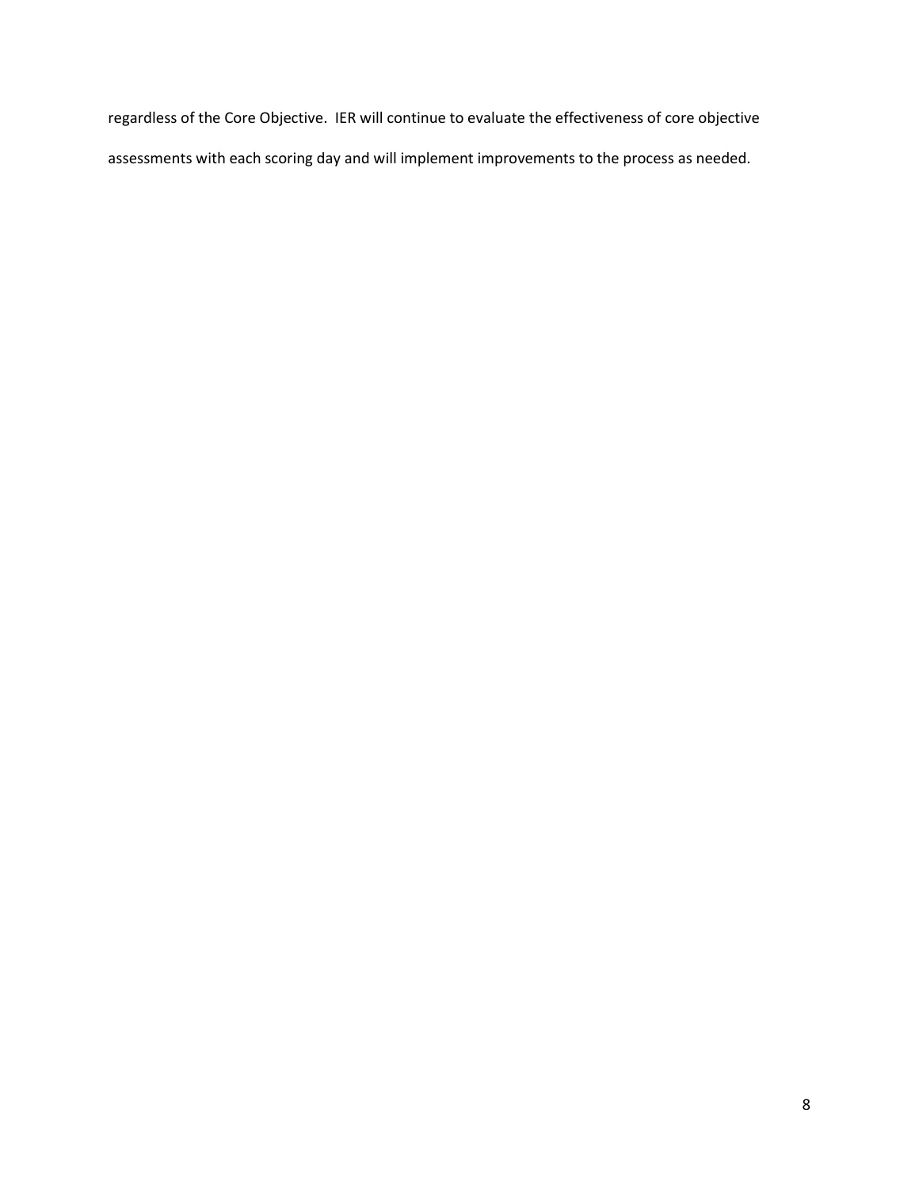regardless of the Core Objective. IER will continue to evaluate the effectiveness of core objective assessments with each scoring day and will implement improvements to the process as needed.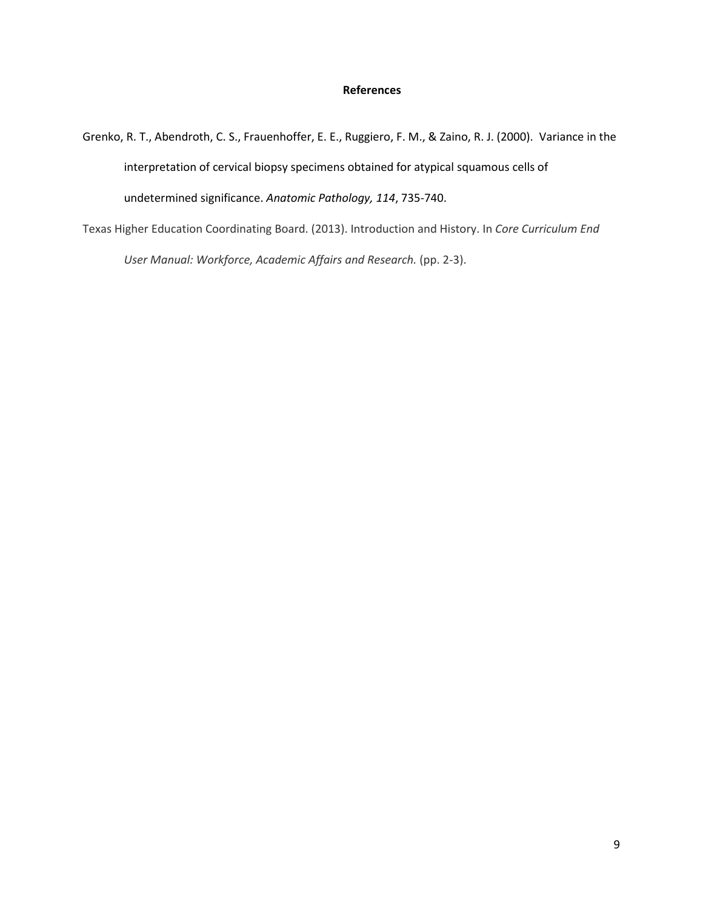**References**

Grenko, R. T., Abendroth, C. S., Frauenhoffer, E. E., Ruggiero, F. M., & Zaino, R. J. (2000). Variance in the interpretation of cervical biopsy specimens obtained for atypical squamous cells of undetermined significance. *Anatomic Pathology, 114*, 735-740.

Texas Higher Education Coordinating Board. (2013). Introduction and History. In *Core Curriculum End User Manual: Workforce, Academic Affairs and Research.* (pp. 2-3).